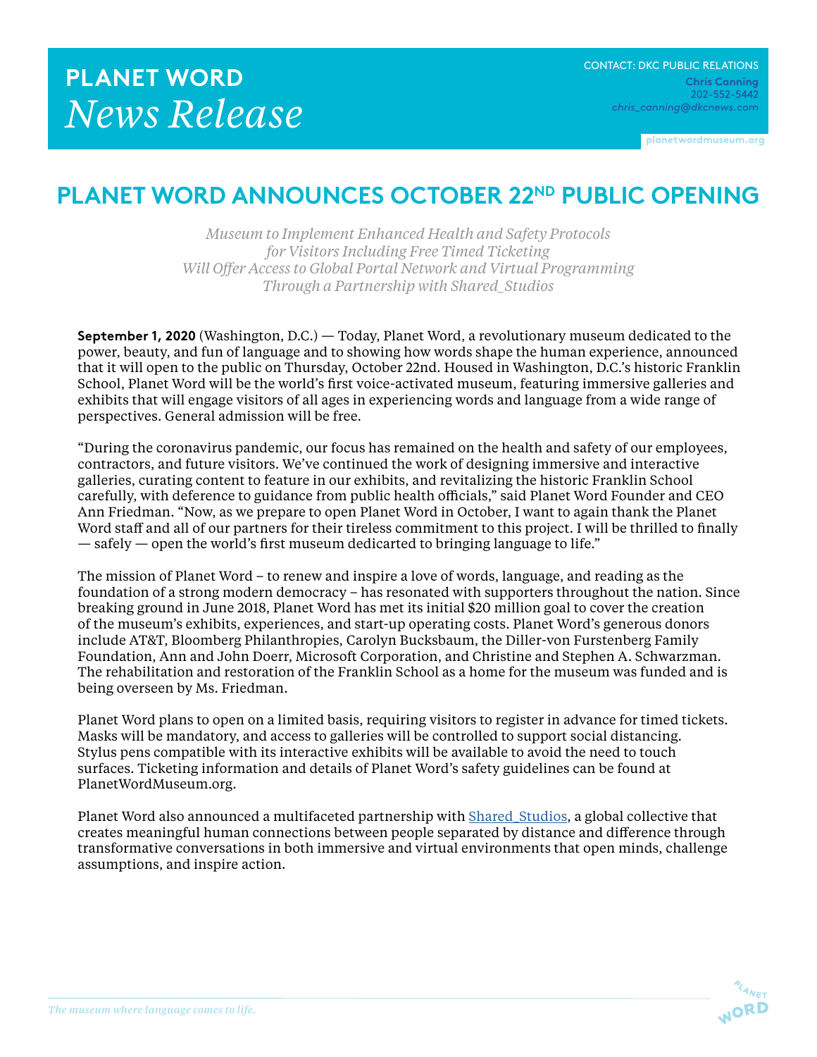# PLANET WORD
## *News Release*

CONTACT: DKC PUBLIC RELATIONS
**Chris Canning**
202-552-5442
*chris_canning@dkcnews.com*

planetwordmuseum.org

# PLANET WORD ANNOUNCES OCTOBER 22ND PUBLIC OPENING

*Museum to Implement Enhanced Health and Safety Protocols*
*for Visitors Including Free Timed Ticketing*
*Will Offer Access to Global Portal Network and Virtual Programming*
*Through a Partnership with Shared_Studios*

**September 1, 2020** (Washington, D.C.) — Today, Planet Word, a revolutionary museum dedicated to the power, beauty, and fun of language and to showing how words shape the human experience, announced that it will open to the public on Thursday, October 22nd. Housed in Washington, D.C.'s historic Franklin School, Planet Word will be the world's first voice-activated museum, featuring immersive galleries and exhibits that will engage visitors of all ages in experiencing words and language from a wide range of perspectives. General admission will be free.

"During the coronavirus pandemic, our focus has remained on the health and safety of our employees, contractors, and future visitors. We've continued the work of designing immersive and interactive galleries, curating content to feature in our exhibits, and revitalizing the historic Franklin School carefully, with deference to guidance from public health officials," said Planet Word Founder and CEO Ann Friedman. "Now, as we prepare to open Planet Word in October, I want to again thank the Planet Word staff and all of our partners for their tireless commitment to this project. I will be thrilled to finally — safely — open the world's first museum dedicarted to bringing language to life."

The mission of Planet Word – to renew and inspire a love of words, language, and reading as the foundation of a strong modern democracy – has resonated with supporters throughout the nation. Since breaking ground in June 2018, Planet Word has met its initial $20 million goal to cover the creation of the museum's exhibits, experiences, and start-up operating costs. Planet Word's generous donors include AT&T, Bloomberg Philanthropies, Carolyn Bucksbaum, the Diller-von Furstenberg Family Foundation, Ann and John Doerr, Microsoft Corporation, and Christine and Stephen A. Schwarzman. The rehabilitation and restoration of the Franklin School as a home for the museum was funded and is being overseen by Ms. Friedman.

Planet Word plans to open on a limited basis, requiring visitors to register in advance for timed tickets. Masks will be mandatory, and access to galleries will be controlled to support social distancing. Stylus pens compatible with its interactive exhibits will be available to avoid the need to touch surfaces. Ticketing information and details of Planet Word's safety guidelines can be found at PlanetWordMuseum.org.

Planet Word also announced a multifaceted partnership with Shared_Studios, a global collective that creates meaningful human connections between people separated by distance and difference through transformative conversations in both immersive and virtual environments that open minds, challenge assumptions, and inspire action.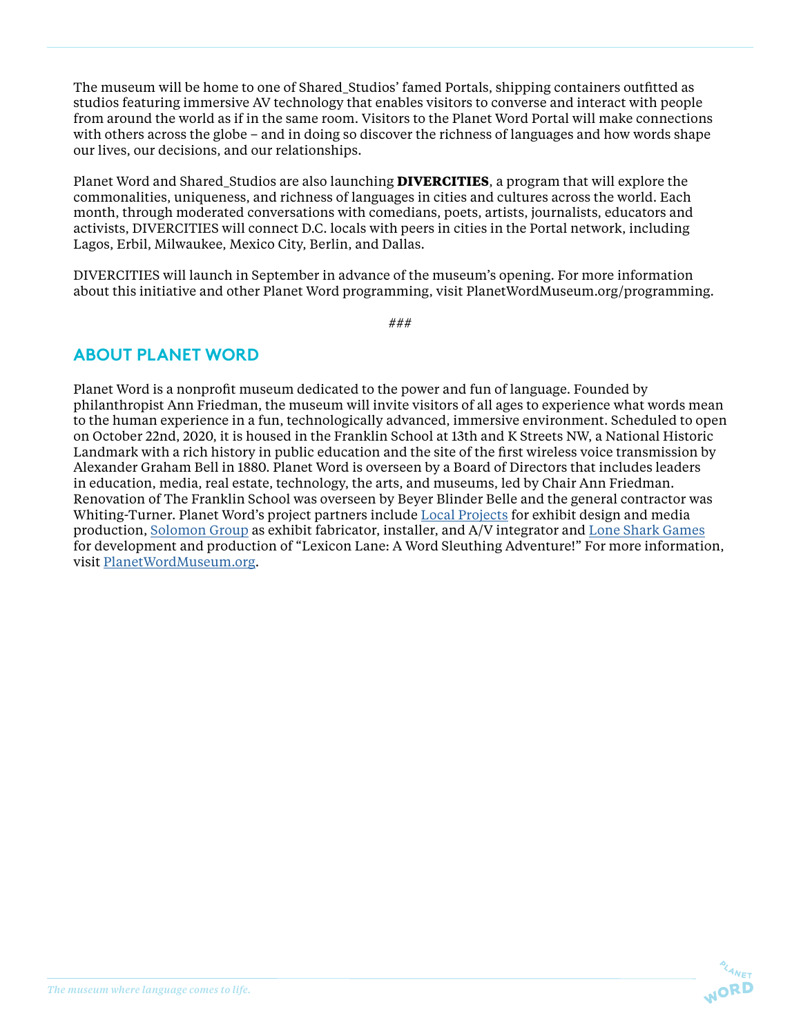The museum will be home to one of Shared_Studios' famed Portals, shipping containers outfitted as studios featuring immersive AV technology that enables visitors to converse and interact with people from around the world as if in the same room. Visitors to the Planet Word Portal will make connections with others across the globe – and in doing so discover the richness of languages and how words shape our lives, our decisions, and our relationships.

Planet Word and Shared_Studios are also launching **DIVERCITIES**, a program that will explore the commonalities, uniqueness, and richness of languages in cities and cultures across the world. Each month, through moderated conversations with comedians, poets, artists, journalists, educators and activists, DIVERCITIES will connect D.C. locals with peers in cities in the Portal network, including Lagos, Erbil, Milwaukee, Mexico City, Berlin, and Dallas.

DIVERCITIES will launch in September in advance of the museum's opening. For more information about this initiative and other Planet Word programming, visit PlanetWordMuseum.org/programming.

###

## ABOUT PLANET WORD

Planet Word is a nonprofit museum dedicated to the power and fun of language. Founded by philanthropist Ann Friedman, the museum will invite visitors of all ages to experience what words mean to the human experience in a fun, technologically advanced, immersive environment. Scheduled to open on October 22nd, 2020, it is housed in the Franklin School at 13th and K Streets NW, a National Historic Landmark with a rich history in public education and the site of the first wireless voice transmission by Alexander Graham Bell in 1880. Planet Word is overseen by a Board of Directors that includes leaders in education, media, real estate, technology, the arts, and museums, led by Chair Ann Friedman. Renovation of The Franklin School was overseen by Beyer Blinder Belle and the general contractor was Whiting-Turner. Planet Word's project partners include Local Projects for exhibit design and media production, Solomon Group as exhibit fabricator, installer, and A/V integrator and Lone Shark Games for development and production of "Lexicon Lane: A Word Sleuthing Adventure!" For more information, visit PlanetWordMuseum.org.